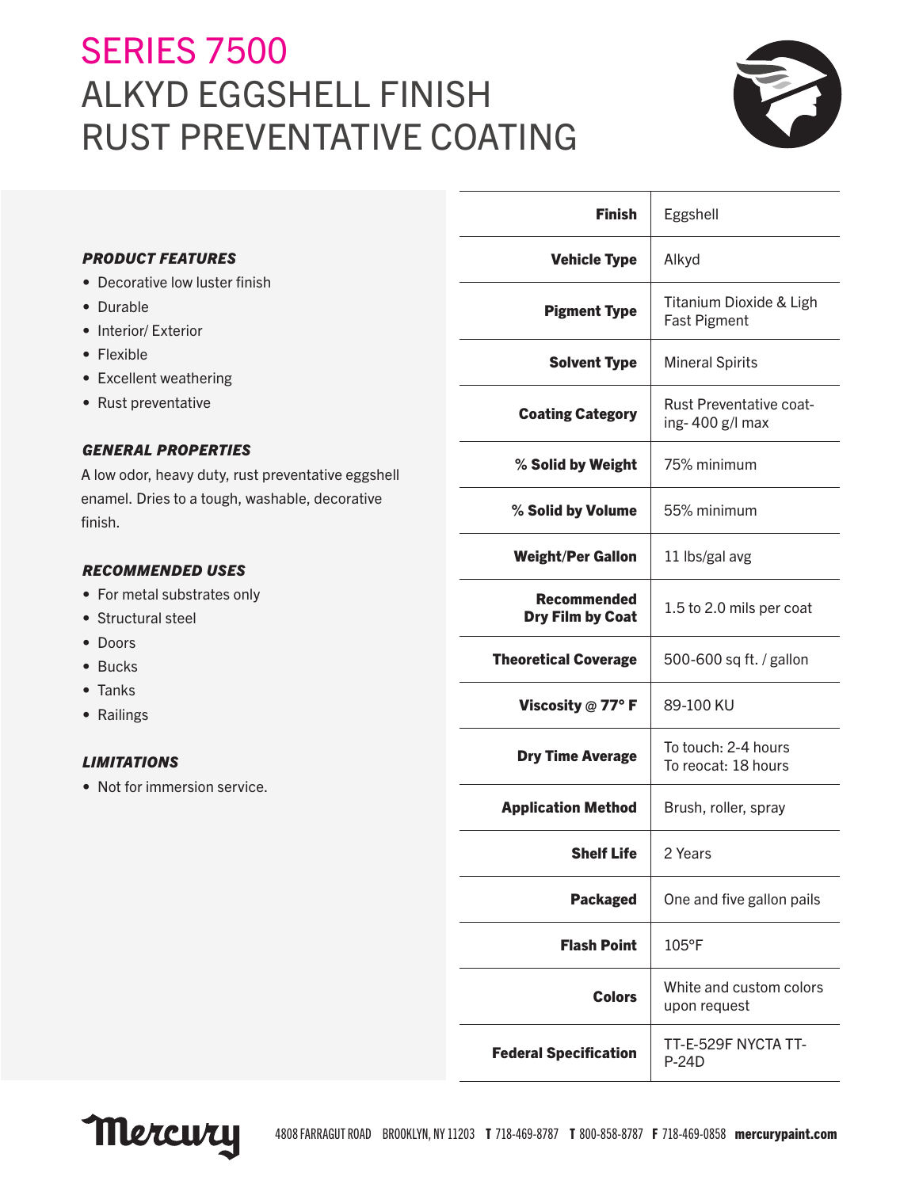# SERIES 7500
# ALKYD EGGSHELL FINISH RUST PREVENTATIVE COATING

### *PRODUCT FEATURES*

- Decorative low luster finish
- Durable
- Interior/ Exterior
- Flexible
- Excellent weathering
- Rust preventative

### *GENERAL PROPERTIES*

A low odor, heavy duty, rust preventative eggshell enamel. Dries to a tough, washable, decorative finish.

### *RECOMMENDED USES*

- For metal substrates only
- Structural steel
- Doors
- Bucks
- Tanks
- Railings

### *LIMITATIONS*

- Not for immersion service.

| | |
|---|---|
| **Finish** | Eggshell |
| **Vehicle Type** | Alkyd |
| **Pigment Type** | Titanium Dioxide & Ligh Fast Pigment |
| **Solvent Type** | Mineral Spirits |
| **Coating Category** | Rust Preventative coat-ing- 400 g/l max |
| **% Solid by Weight** | 75% minimum |
| **% Solid by Volume** | 55% minimum |
| **Weight/Per Gallon** | 11 lbs/gal avg |
| **Recommended Dry Film by Coat** | 1.5 to 2.0 mils per coat |
| **Theoretical Coverage** | 500-600 sq ft. / gallon |
| **Viscosity @ 77° F** | 89-100 KU |
| **Dry Time Average** | To touch: 2-4 hours<br>To reocat: 18 hours |
| **Application Method** | Brush, roller, spray |
| **Shelf Life** | 2 Years |
| **Packaged** | One and five gallon pails |
| **Flash Point** | 105°F |
| **Colors** | White and custom colors upon request |
| **Federal Specification** | TT-E-529F NYCTA TT-P-24D |

Mercury 4808 FARRAGUT ROAD BROOKLYN, NY 11203 **T** 718-469-8787 **T** 800-858-8787 **F** 718-469-0858 **mercurypaint.com**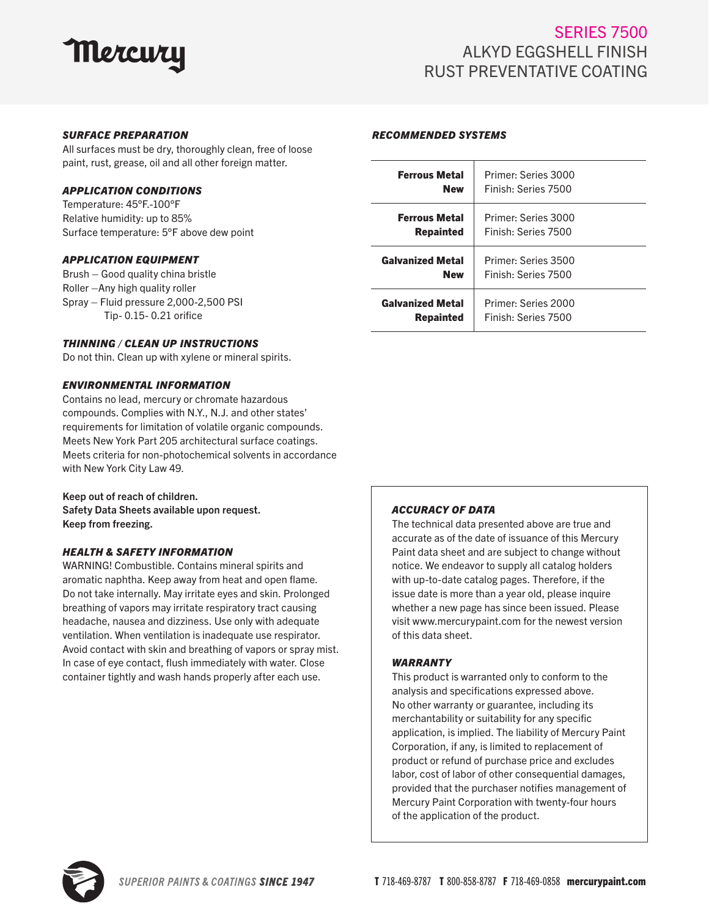# SERIES 7500
## ALKYD EGGSHELL FINISH
## RUST PREVENTATIVE COATING

### *SURFACE PREPARATION*
All surfaces must be dry, thoroughly clean, free of loose paint, rust, grease, oil and all other foreign matter.

### *APPLICATION CONDITIONS*
Temperature: 45°F.-100°F
Relative humidity: up to 85%
Surface temperature: 5°F above dew point

### *APPLICATION EQUIPMENT*
Brush – Good quality china bristle
Roller –Any high quality roller
Spray – Fluid pressure 2,000-2,500 PSI
Tip- 0.15- 0.21 orifice

### *THINNING / CLEAN UP INSTRUCTIONS*
Do not thin. Clean up with xylene or mineral spirits.

### *ENVIRONMENTAL INFORMATION*
Contains no lead, mercury or chromate hazardous compounds. Complies with N.Y., N.J. and other states' requirements for limitation of volatile organic compounds. Meets New York Part 205 architectural surface coatings. Meets criteria for non-photochemical solvents in accordance with New York City Law 49.

**Keep out of reach of children.**
**Safety Data Sheets available upon request.**
**Keep from freezing.**

### *HEALTH & SAFETY INFORMATION*
WARNING! Combustible. Contains mineral spirits and aromatic naphtha. Keep away from heat and open flame. Do not take internally. May irritate eyes and skin. Prolonged breathing of vapors may irritate respiratory tract causing headache, nausea and dizziness. Use only with adequate ventilation. When ventilation is inadequate use respirator. Avoid contact with skin and breathing of vapors or spray mist. In case of eye contact, flush immediately with water. Close container tightly and wash hands properly after each use.

### *RECOMMENDED SYSTEMS*

| | |
|---|---|
| **Ferrous Metal New** | Primer: Series 3000<br>Finish: Series 7500 |
| **Ferrous Metal Repainted** | Primer: Series 3000<br>Finish: Series 7500 |
| **Galvanized Metal New** | Primer: Series 3500<br>Finish: Series 7500 |
| **Galvanized Metal Repainted** | Primer: Series 2000<br>Finish: Series 7500 |

### *ACCURACY OF DATA*
The technical data presented above are true and accurate as of the date of issuance of this Mercury Paint data sheet and are subject to change without notice. We endeavor to supply all catalog holders with up-to-date catalog pages. Therefore, if the issue date is more than a year old, please inquire whether a new page has since been issued. Please visit www.mercurypaint.com for the newest version of this data sheet.

### *WARRANTY*
This product is warranted only to conform to the analysis and specifications expressed above. No other warranty or guarantee, including its merchantability or suitability for any specific application, is implied. The liability of Mercury Paint Corporation, if any, is limited to replacement of product or refund of purchase price and excludes labor, cost of labor of other consequential damages, provided that the purchaser notifies management of Mercury Paint Corporation with twenty-four hours of the application of the product.

*SUPERIOR PAINTS & COATINGS* ***SINCE 1947***

**T** 718-469-8787 **T** 800-858-8787 **F** 718-469-0858 **mercurypaint.com**